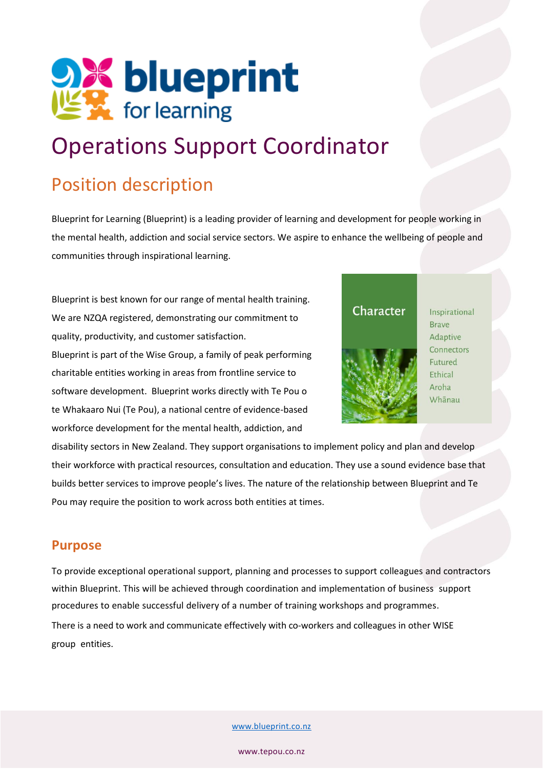# Operations Support Coordinator

## Position description

Blueprint for Learning (Blueprint) is a leading provider of learning and development for people working in the mental health, addiction and social service sectors. We aspire to enhance the wellbeing of people and communities through inspirational learning.

Blueprint is best known for our range of mental health training. We are NZQA registered, demonstrating our commitment to quality, productivity, and customer satisfaction. Blueprint is part of the Wise Group, a family of peak performing charitable entities working in areas from frontline service to software development. Blueprint works directly with Te Pou o te Whakaaro Nui (Te Pou), a national centre of evidence-based workforce development for the mental health, addiction, and disability sectors in New Zealand. They support organisations to implement policy and plan and develop their workforce with practical resources, consultation and education. They use a sound evidence base that builds better services to improve people's lives. The nature of the relationship between Blueprint and Te Pou may require the position to work across both entities at times.

**Character**

- Inspirational
- Brave
- Adaptive
- Connectors
- Futured
- Ethical
- Aroha
- Whānau

### Purpose

To provide exceptional operational support, planning and processes to support colleagues and contractors within Blueprint. This will be achieved through coordination and implementation of business support procedures to enable successful delivery of a number of training workshops and programmes.

There is a need to work and communicate effectively with co-workers and colleagues in other WISE group entities.

www.blueprint.co.nz

www.tepou.co.nz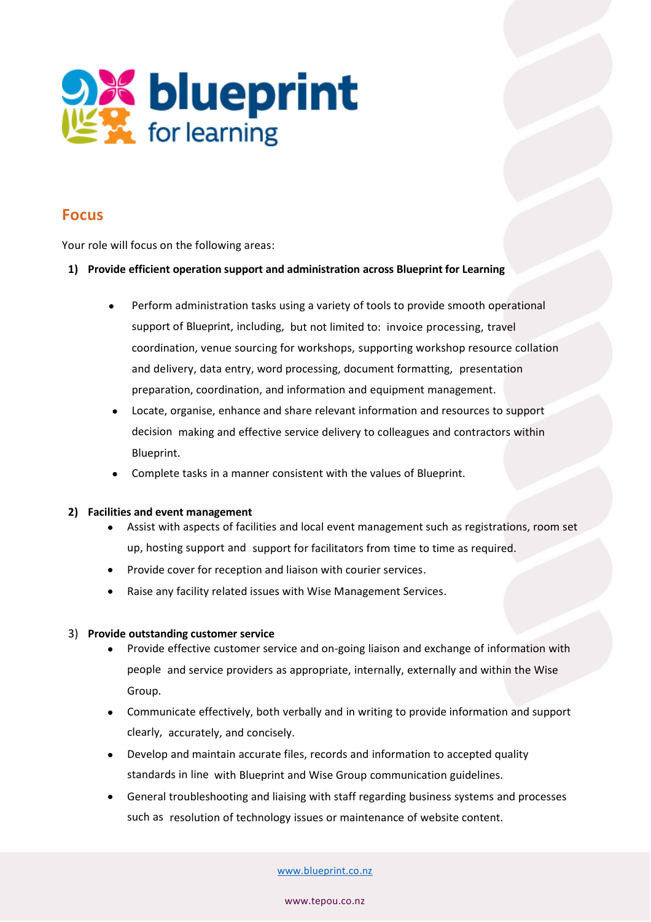## Focus

Your role will focus on the following areas:

**1) Provide efficient operation support and administration across Blueprint for Learning**

- Perform administration tasks using a variety of tools to provide smooth operational support of Blueprint, including, but not limited to: invoice processing, travel coordination, venue sourcing for workshops, supporting workshop resource collation and delivery, data entry, word processing, document formatting, presentation preparation, coordination, and information and equipment management.
- Locate, organise, enhance and share relevant information and resources to support decision making and effective service delivery to colleagues and contractors within Blueprint.
- Complete tasks in a manner consistent with the values of Blueprint.

**2) Facilities and event management**

- Assist with aspects of facilities and local event management such as registrations, room set up, hosting support and support for facilitators from time to time as required.
- Provide cover for reception and liaison with courier services.
- Raise any facility related issues with Wise Management Services.

3) **Provide outstanding customer service**

- Provide effective customer service and on-going liaison and exchange of information with people and service providers as appropriate, internally, externally and within the Wise Group.
- Communicate effectively, both verbally and in writing to provide information and support clearly, accurately, and concisely.
- Develop and maintain accurate files, records and information to accepted quality standards in line with Blueprint and Wise Group communication guidelines.
- General troubleshooting and liaising with staff regarding business systems and processes such as resolution of technology issues or maintenance of website content.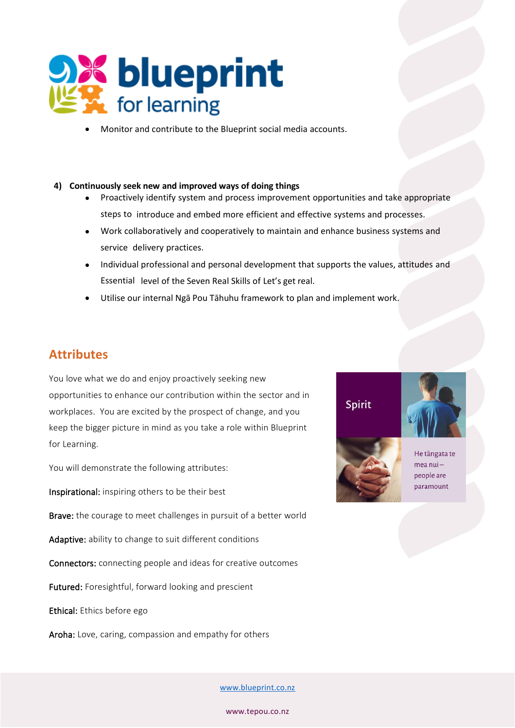- Monitor and contribute to the Blueprint social media accounts.

**4) Continuously seek new and improved ways of doing things**

- Proactively identify system and process improvement opportunities and take appropriate steps to introduce and embed more efficient and effective systems and processes.
- Work collaboratively and cooperatively to maintain and enhance business systems and service delivery practices.
- Individual professional and personal development that supports the values, attitudes and Essential level of the Seven Real Skills of Let's get real.
- Utilise our internal Ngā Pou Tāhuhu framework to plan and implement work.

## Attributes

You love what we do and enjoy proactively seeking new opportunities to enhance our contribution within the sector and in workplaces. You are excited by the prospect of change, and you keep the bigger picture in mind as you take a role within Blueprint for Learning.

You will demonstrate the following attributes:

Inspirational: inspiring others to be their best

Brave: the courage to meet challenges in pursuit of a better world

Adaptive: ability to change to suit different conditions

Connectors: connecting people and ideas for creative outcomes

Futured: Foresightful, forward looking and prescient

Ethical: Ethics before ego

Aroha: Love, caring, compassion and empathy for others

Spirit

He tāngata te mea nui – people are paramount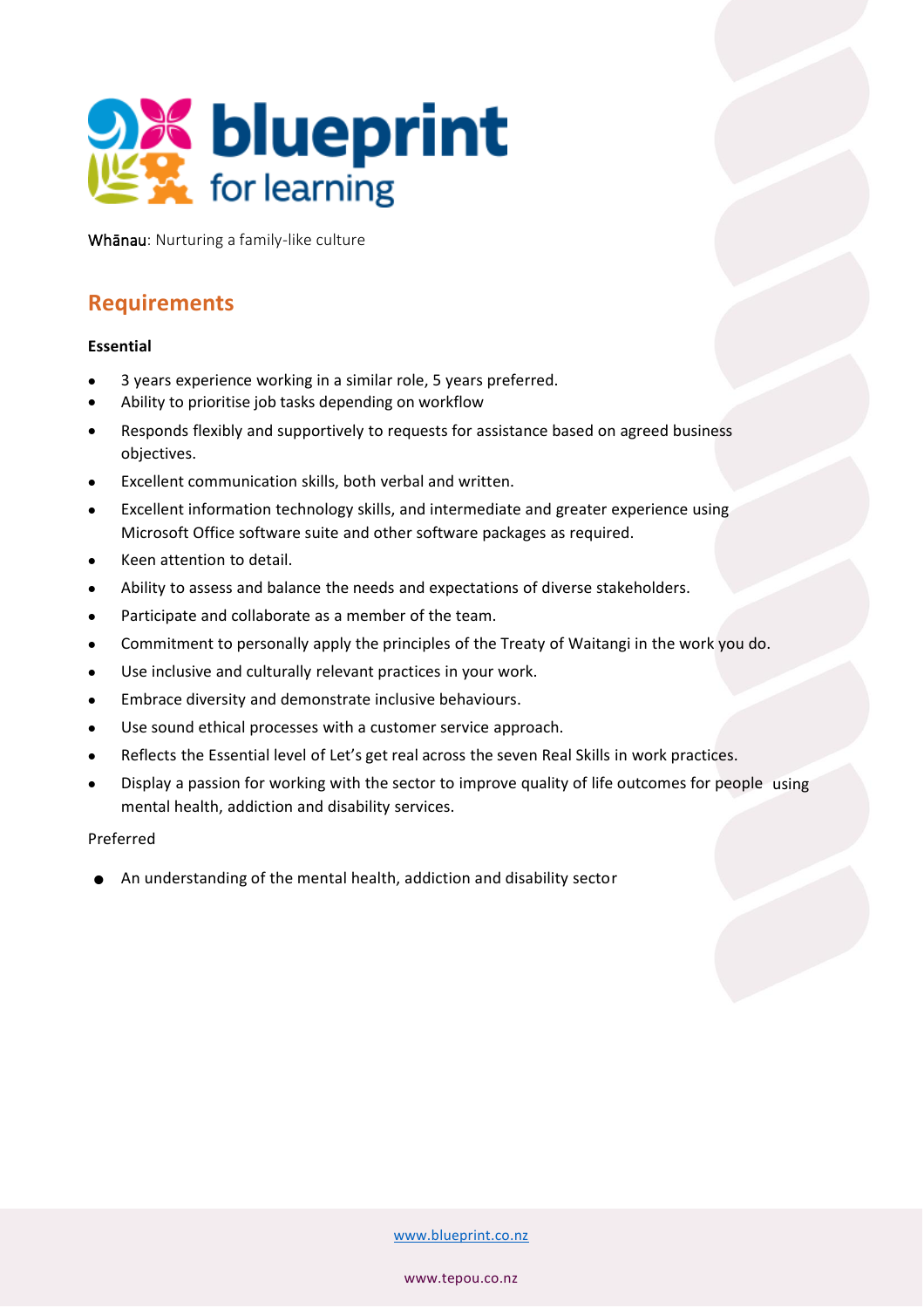**Whānau**: Nurturing a family-like culture

## Requirements

**Essential**

- 3 years experience working in a similar role, 5 years preferred.
- Ability to prioritise job tasks depending on workflow
- Responds flexibly and supportively to requests for assistance based on agreed business objectives.
- Excellent communication skills, both verbal and written.
- Excellent information technology skills, and intermediate and greater experience using Microsoft Office software suite and other software packages as required.
- Keen attention to detail.
- Ability to assess and balance the needs and expectations of diverse stakeholders.
- Participate and collaborate as a member of the team.
- Commitment to personally apply the principles of the Treaty of Waitangi in the work you do.
- Use inclusive and culturally relevant practices in your work.
- Embrace diversity and demonstrate inclusive behaviours.
- Use sound ethical processes with a customer service approach.
- Reflects the Essential level of Let's get real across the seven Real Skills in work practices.
- Display a passion for working with the sector to improve quality of life outcomes for people using mental health, addiction and disability services.

Preferred

- An understanding of the mental health, addiction and disability sector

www.blueprint.co.nz

www.tepou.co.nz